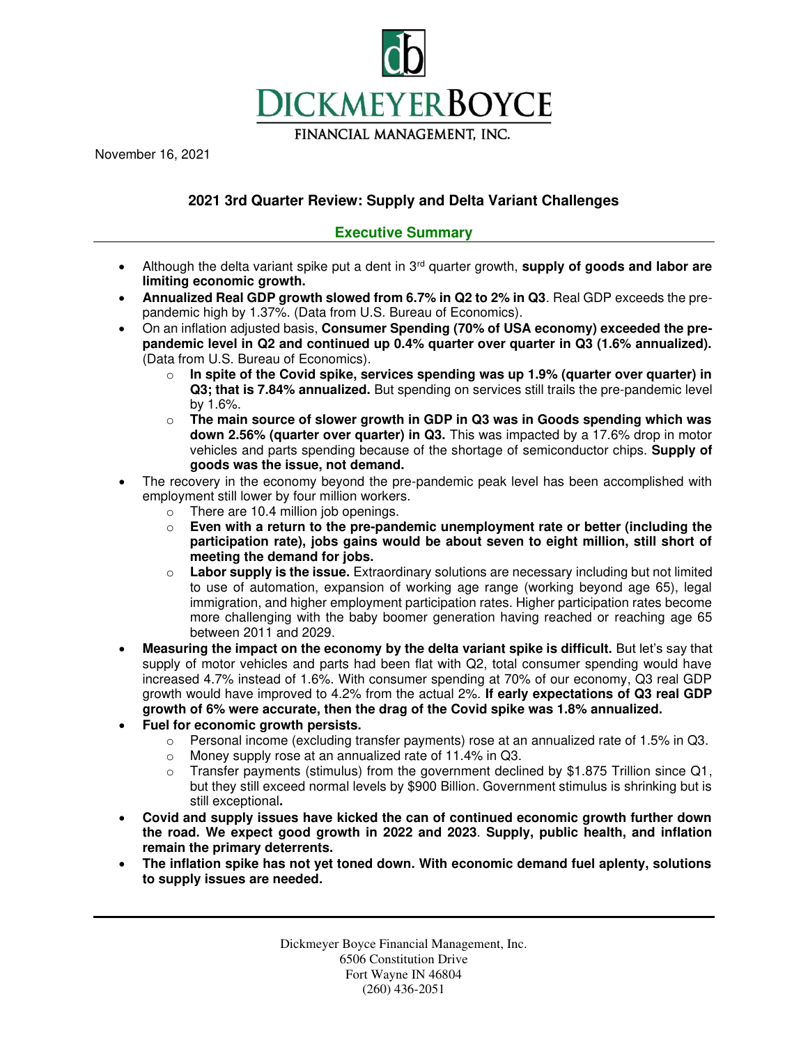# DICKMEYERBOYCE

FINANCIAL MANAGEMENT, INC.

November 16, 2021

## 2021 3rd Quarter Review: Supply and Delta Variant Challenges

### Executive Summary

- Although the delta variant spike put a dent in 3rd quarter growth, **supply of goods and labor are limiting economic growth.**
- **Annualized Real GDP growth slowed from 6.7% in Q2 to 2% in Q3**. Real GDP exceeds the pre-pandemic high by 1.37%. (Data from U.S. Bureau of Economics).
- On an inflation adjusted basis, **Consumer Spending (70% of USA economy) exceeded the pre-pandemic level in Q2 and continued up 0.4% quarter over quarter in Q3 (1.6% annualized).** (Data from U.S. Bureau of Economics).
  - **In spite of the Covid spike, services spending was up 1.9% (quarter over quarter) in Q3; that is 7.84% annualized.** But spending on services still trails the pre-pandemic level by 1.6%.
  - **The main source of slower growth in GDP in Q3 was in Goods spending which was down 2.56% (quarter over quarter) in Q3.** This was impacted by a 17.6% drop in motor vehicles and parts spending because of the shortage of semiconductor chips. **Supply of goods was the issue, not demand.**
- The recovery in the economy beyond the pre-pandemic peak level has been accomplished with employment still lower by four million workers.
  - There are 10.4 million job openings.
  - **Even with a return to the pre-pandemic unemployment rate or better (including the participation rate), jobs gains would be about seven to eight million, still short of meeting the demand for jobs.**
  - **Labor supply is the issue.** Extraordinary solutions are necessary including but not limited to use of automation, expansion of working age range (working beyond age 65), legal immigration, and higher employment participation rates. Higher participation rates become more challenging with the baby boomer generation having reached or reaching age 65 between 2011 and 2029.
- **Measuring the impact on the economy by the delta variant spike is difficult.** But let's say that supply of motor vehicles and parts had been flat with Q2, total consumer spending would have increased 4.7% instead of 1.6%. With consumer spending at 70% of our economy, Q3 real GDP growth would have improved to 4.2% from the actual 2%. **If early expectations of Q3 real GDP growth of 6% were accurate, then the drag of the Covid spike was 1.8% annualized.**
- **Fuel for economic growth persists.**
  - Personal income (excluding transfer payments) rose at an annualized rate of 1.5% in Q3.
  - Money supply rose at an annualized rate of 11.4% in Q3.
  - Transfer payments (stimulus) from the government declined by $1.875 Trillion since Q1, but they still exceed normal levels by $900 Billion. Government stimulus is shrinking but is still exceptional**.**
- **Covid and supply issues have kicked the can of continued economic growth further down the road. We expect good growth in 2022 and 2023**. **Supply, public health, and inflation remain the primary deterrents.**
- **The inflation spike has not yet toned down. With economic demand fuel aplenty, solutions to supply issues are needed.**

Dickmeyer Boyce Financial Management, Inc.
6506 Constitution Drive
Fort Wayne IN 46804
(260) 436-2051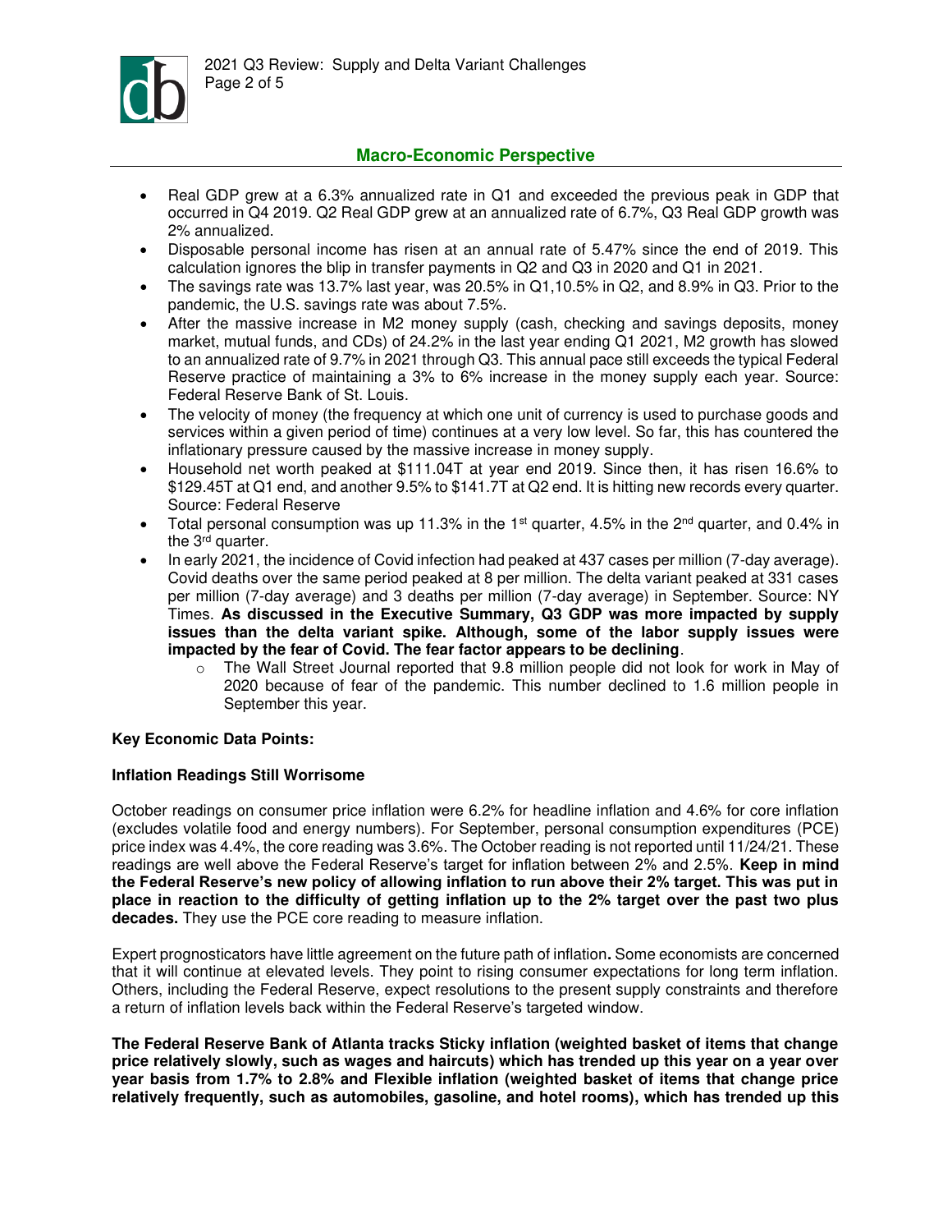## Macro-Economic Perspective

- Real GDP grew at a 6.3% annualized rate in Q1 and exceeded the previous peak in GDP that occurred in Q4 2019. Q2 Real GDP grew at an annualized rate of 6.7%, Q3 Real GDP growth was 2% annualized.
- Disposable personal income has risen at an annual rate of 5.47% since the end of 2019. This calculation ignores the blip in transfer payments in Q2 and Q3 in 2020 and Q1 in 2021.
- The savings rate was 13.7% last year, was 20.5% in Q1,10.5% in Q2, and 8.9% in Q3. Prior to the pandemic, the U.S. savings rate was about 7.5%.
- After the massive increase in M2 money supply (cash, checking and savings deposits, money market, mutual funds, and CDs) of 24.2% in the last year ending Q1 2021, M2 growth has slowed to an annualized rate of 9.7% in 2021 through Q3. This annual pace still exceeds the typical Federal Reserve practice of maintaining a 3% to 6% increase in the money supply each year. Source: Federal Reserve Bank of St. Louis.
- The velocity of money (the frequency at which one unit of currency is used to purchase goods and services within a given period of time) continues at a very low level. So far, this has countered the inflationary pressure caused by the massive increase in money supply.
- Household net worth peaked at $111.04T at year end 2019. Since then, it has risen 16.6% to $129.45T at Q1 end, and another 9.5% to $141.7T at Q2 end. It is hitting new records every quarter. Source: Federal Reserve
- Total personal consumption was up 11.3% in the 1st quarter, 4.5% in the 2nd quarter, and 0.4% in the 3rd quarter.
- In early 2021, the incidence of Covid infection had peaked at 437 cases per million (7-day average). Covid deaths over the same period peaked at 8 per million. The delta variant peaked at 331 cases per million (7-day average) and 3 deaths per million (7-day average) in September. Source: NY Times. **As discussed in the Executive Summary, Q3 GDP was more impacted by supply issues than the delta variant spike. Although, some of the labor supply issues were impacted by the fear of Covid. The fear factor appears to be declining**.
  - The Wall Street Journal reported that 9.8 million people did not look for work in May of 2020 because of fear of the pandemic. This number declined to 1.6 million people in September this year.

**Key Economic Data Points:**

**Inflation Readings Still Worrisome**

October readings on consumer price inflation were 6.2% for headline inflation and 4.6% for core inflation (excludes volatile food and energy numbers). For September, personal consumption expenditures (PCE) price index was 4.4%, the core reading was 3.6%. The October reading is not reported until 11/24/21. These readings are well above the Federal Reserve's target for inflation between 2% and 2.5%. **Keep in mind the Federal Reserve's new policy of allowing inflation to run above their 2% target. This was put in place in reaction to the difficulty of getting inflation up to the 2% target over the past two plus decades.** They use the PCE core reading to measure inflation.

Expert prognosticators have little agreement on the future path of inflation**.** Some economists are concerned that it will continue at elevated levels. They point to rising consumer expectations for long term inflation. Others, including the Federal Reserve, expect resolutions to the present supply constraints and therefore a return of inflation levels back within the Federal Reserve's targeted window.

**The Federal Reserve Bank of Atlanta tracks Sticky inflation (weighted basket of items that change price relatively slowly, such as wages and haircuts) which has trended up this year on a year over year basis from 1.7% to 2.8% and Flexible inflation (weighted basket of items that change price relatively frequently, such as automobiles, gasoline, and hotel rooms), which has trended up this**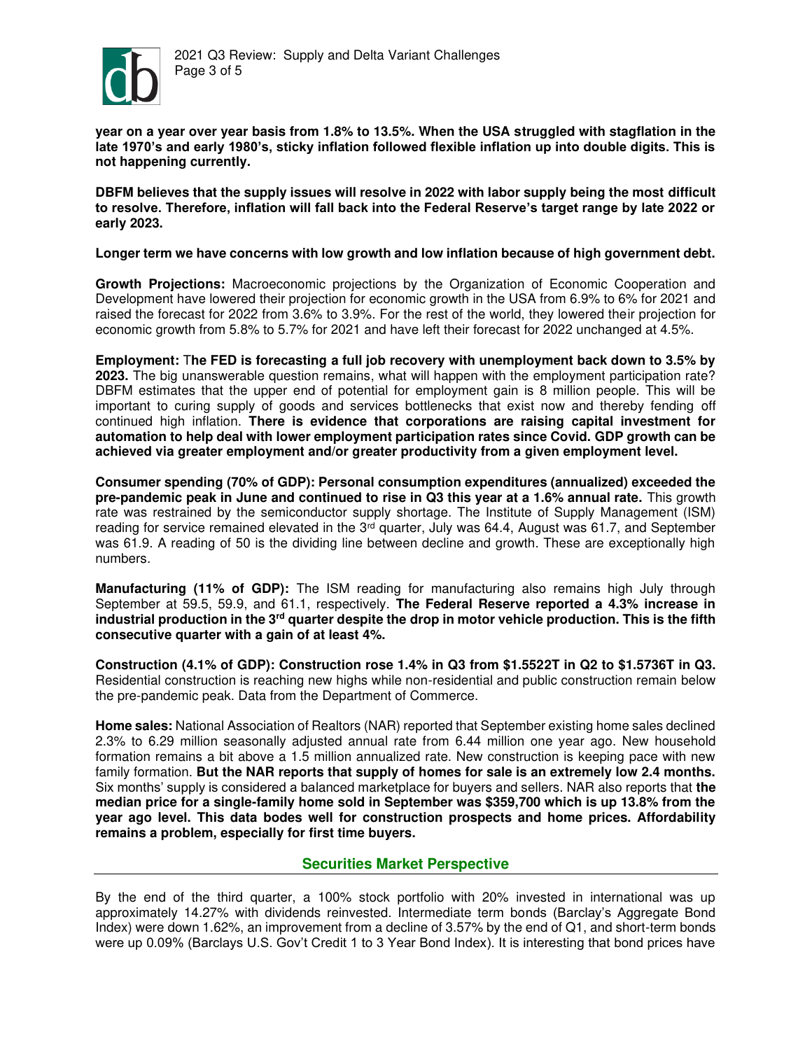**year on a year over year basis from 1.8% to 13.5%. When the USA struggled with stagflation in the late 1970's and early 1980's, sticky inflation followed flexible inflation up into double digits. This is not happening currently.**

**DBFM believes that the supply issues will resolve in 2022 with labor supply being the most difficult to resolve. Therefore, inflation will fall back into the Federal Reserve's target range by late 2022 or early 2023.**

**Longer term we have concerns with low growth and low inflation because of high government debt.**

**Growth Projections:** Macroeconomic projections by the Organization of Economic Cooperation and Development have lowered their projection for economic growth in the USA from 6.9% to 6% for 2021 and raised the forecast for 2022 from 3.6% to 3.9%. For the rest of the world, they lowered their projection for economic growth from 5.8% to 5.7% for 2021 and have left their forecast for 2022 unchanged at 4.5%.

**Employment:** T**he FED is forecasting a full job recovery with unemployment back down to 3.5% by 2023.** The big unanswerable question remains, what will happen with the employment participation rate? DBFM estimates that the upper end of potential for employment gain is 8 million people. This will be important to curing supply of goods and services bottlenecks that exist now and thereby fending off continued high inflation. **There is evidence that corporations are raising capital investment for automation to help deal with lower employment participation rates since Covid. GDP growth can be achieved via greater employment and/or greater productivity from a given employment level.**

**Consumer spending (70% of GDP): Personal consumption expenditures (annualized) exceeded the pre-pandemic peak in June and continued to rise in Q3 this year at a 1.6% annual rate.** This growth rate was restrained by the semiconductor supply shortage. The Institute of Supply Management (ISM) reading for service remained elevated in the 3rd quarter, July was 64.4, August was 61.7, and September was 61.9. A reading of 50 is the dividing line between decline and growth. These are exceptionally high numbers.

**Manufacturing (11% of GDP):** The ISM reading for manufacturing also remains high July through September at 59.5, 59.9, and 61.1, respectively. **The Federal Reserve reported a 4.3% increase in industrial production in the 3rd quarter despite the drop in motor vehicle production. This is the fifth consecutive quarter with a gain of at least 4%.**

**Construction (4.1% of GDP): Construction rose 1.4% in Q3 from $1.5522T in Q2 to $1.5736T in Q3.** Residential construction is reaching new highs while non-residential and public construction remain below the pre-pandemic peak. Data from the Department of Commerce.

**Home sales:** National Association of Realtors (NAR) reported that September existing home sales declined 2.3% to 6.29 million seasonally adjusted annual rate from 6.44 million one year ago. New household formation remains a bit above a 1.5 million annualized rate. New construction is keeping pace with new family formation. **But the NAR reports that supply of homes for sale is an extremely low 2.4 months.** Six months' supply is considered a balanced marketplace for buyers and sellers. NAR also reports that **the median price for a single-family home sold in September was $359,700 which is up 13.8% from the year ago level. This data bodes well for construction prospects and home prices. Affordability remains a problem, especially for first time buyers.**

## Securities Market Perspective

By the end of the third quarter, a 100% stock portfolio with 20% invested in international was up approximately 14.27% with dividends reinvested. Intermediate term bonds (Barclay's Aggregate Bond Index) were down 1.62%, an improvement from a decline of 3.57% by the end of Q1, and short-term bonds were up 0.09% (Barclays U.S. Gov't Credit 1 to 3 Year Bond Index). It is interesting that bond prices have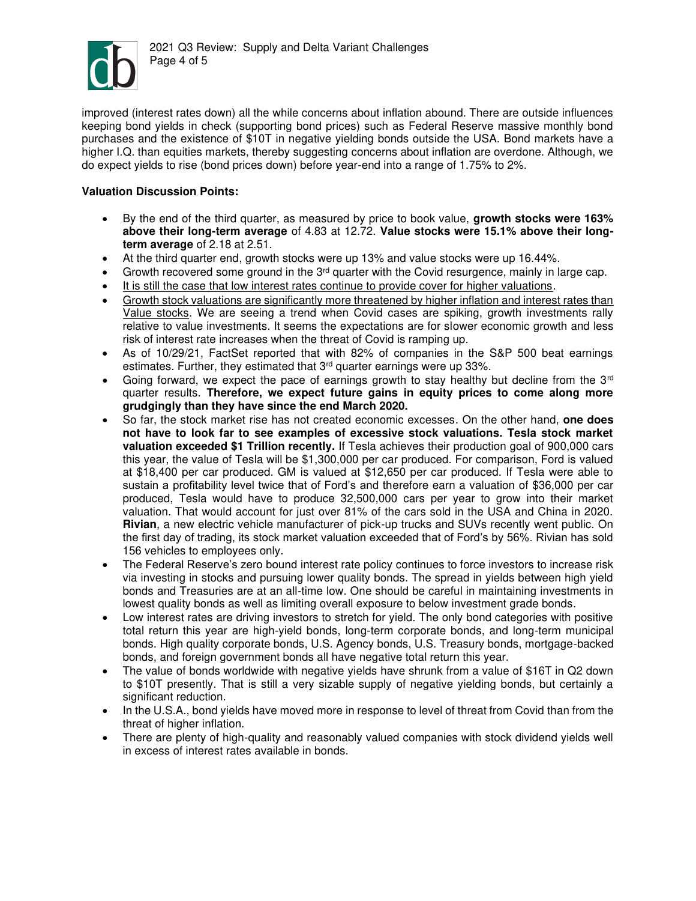improved (interest rates down) all the while concerns about inflation abound. There are outside influences keeping bond yields in check (supporting bond prices) such as Federal Reserve massive monthly bond purchases and the existence of $10T in negative yielding bonds outside the USA. Bond markets have a higher I.Q. than equities markets, thereby suggesting concerns about inflation are overdone. Although, we do expect yields to rise (bond prices down) before year-end into a range of 1.75% to 2%.

**Valuation Discussion Points:**

- By the end of the third quarter, as measured by price to book value, **growth stocks were 163% above their long-term average** of 4.83 at 12.72. **Value stocks were 15.1% above their long-term average** of 2.18 at 2.51.
- At the third quarter end, growth stocks were up 13% and value stocks were up 16.44%.
- Growth recovered some ground in the 3rd quarter with the Covid resurgence, mainly in large cap.
- <u>It is still the case that low interest rates continue to provide cover for higher valuations</u>.
- <u>Growth stock valuations are significantly more threatened by higher inflation and interest rates than Value stocks</u>. We are seeing a trend when Covid cases are spiking, growth investments rally relative to value investments. It seems the expectations are for slower economic growth and less risk of interest rate increases when the threat of Covid is ramping up.
- As of 10/29/21, FactSet reported that with 82% of companies in the S&P 500 beat earnings estimates. Further, they estimated that 3rd quarter earnings were up 33%.
- Going forward, we expect the pace of earnings growth to stay healthy but decline from the 3rd quarter results. **Therefore, we expect future gains in equity prices to come along more grudgingly than they have since the end March 2020.**
- So far, the stock market rise has not created economic excesses. On the other hand, **one does not have to look far to see examples of excessive stock valuations. Tesla stock market valuation exceeded $1 Trillion recently.** If Tesla achieves their production goal of 900,000 cars this year, the value of Tesla will be $1,300,000 per car produced. For comparison, Ford is valued at $18,400 per car produced. GM is valued at $12,650 per car produced. If Tesla were able to sustain a profitability level twice that of Ford's and therefore earn a valuation of $36,000 per car produced, Tesla would have to produce 32,500,000 cars per year to grow into their market valuation. That would account for just over 81% of the cars sold in the USA and China in 2020. **Rivian**, a new electric vehicle manufacturer of pick-up trucks and SUVs recently went public. On the first day of trading, its stock market valuation exceeded that of Ford's by 56%. Rivian has sold 156 vehicles to employees only.
- The Federal Reserve's zero bound interest rate policy continues to force investors to increase risk via investing in stocks and pursuing lower quality bonds. The spread in yields between high yield bonds and Treasuries are at an all-time low. One should be careful in maintaining investments in lowest quality bonds as well as limiting overall exposure to below investment grade bonds.
- Low interest rates are driving investors to stretch for yield. The only bond categories with positive total return this year are high-yield bonds, long-term corporate bonds, and long-term municipal bonds. High quality corporate bonds, U.S. Agency bonds, U.S. Treasury bonds, mortgage-backed bonds, and foreign government bonds all have negative total return this year.
- The value of bonds worldwide with negative yields have shrunk from a value of $16T in Q2 down to $10T presently. That is still a very sizable supply of negative yielding bonds, but certainly a significant reduction.
- In the U.S.A., bond yields have moved more in response to level of threat from Covid than from the threat of higher inflation.
- There are plenty of high-quality and reasonably valued companies with stock dividend yields well in excess of interest rates available in bonds.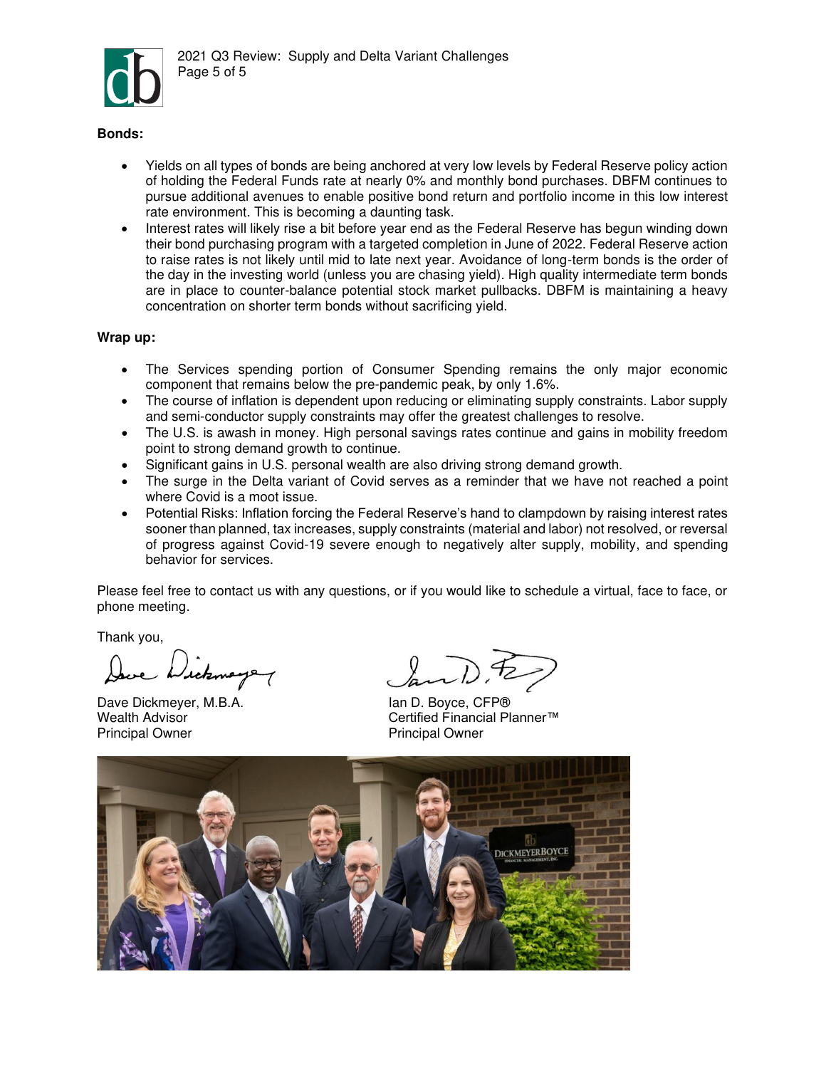**Bonds:**

- Yields on all types of bonds are being anchored at very low levels by Federal Reserve policy action of holding the Federal Funds rate at nearly 0% and monthly bond purchases. DBFM continues to pursue additional avenues to enable positive bond return and portfolio income in this low interest rate environment. This is becoming a daunting task.
- Interest rates will likely rise a bit before year end as the Federal Reserve has begun winding down their bond purchasing program with a targeted completion in June of 2022. Federal Reserve action to raise rates is not likely until mid to late next year. Avoidance of long-term bonds is the order of the day in the investing world (unless you are chasing yield). High quality intermediate term bonds are in place to counter-balance potential stock market pullbacks. DBFM is maintaining a heavy concentration on shorter term bonds without sacrificing yield.

**Wrap up:**

- The Services spending portion of Consumer Spending remains the only major economic component that remains below the pre-pandemic peak, by only 1.6%.
- The course of inflation is dependent upon reducing or eliminating supply constraints. Labor supply and semi-conductor supply constraints may offer the greatest challenges to resolve.
- The U.S. is awash in money. High personal savings rates continue and gains in mobility freedom point to strong demand growth to continue.
- Significant gains in U.S. personal wealth are also driving strong demand growth.
- The surge in the Delta variant of Covid serves as a reminder that we have not reached a point where Covid is a moot issue.
- Potential Risks: Inflation forcing the Federal Reserve's hand to clampdown by raising interest rates sooner than planned, tax increases, supply constraints (material and labor) not resolved, or reversal of progress against Covid-19 severe enough to negatively alter supply, mobility, and spending behavior for services.

Please feel free to contact us with any questions, or if you would like to schedule a virtual, face to face, or phone meeting.

Thank you,

Dave Dickmeyer, M.B.A.
Wealth Advisor
Principal Owner

Ian D. Boyce, CFP®
Certified Financial Planner™
Principal Owner